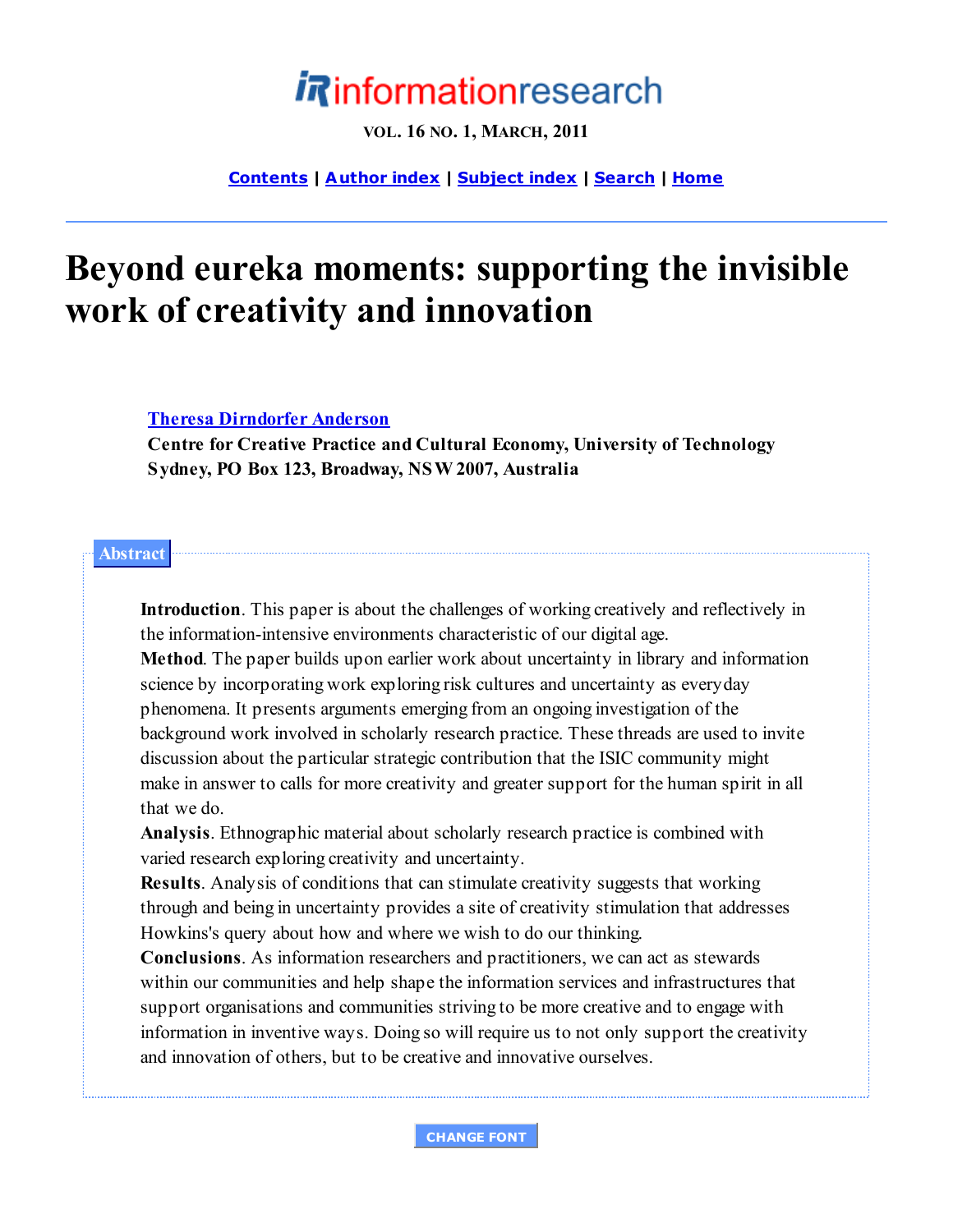# Beyond eureka moments: supporting the invisible work of creativity and innovation

**Theresa Dirndorfer Anderson**
**Centre for Creative Practice and Cultural Economy, University of Technology Sydney, PO Box 123, Broadway, NSW 2007, Australia**

## Abstract

**Introduction**. This paper is about the challenges of working creatively and reflectively in the information-intensive environments characteristic of our digital age.
**Method**. The paper builds upon earlier work about uncertainty in library and information science by incorporating work exploring risk cultures and uncertainty as everyday phenomena. It presents arguments emerging from an ongoing investigation of the background work involved in scholarly research practice. These threads are used to invite discussion about the particular strategic contribution that the ISIC community might make in answer to calls for more creativity and greater support for the human spirit in all that we do.
**Analysis**. Ethnographic material about scholarly research practice is combined with varied research exploring creativity and uncertainty.
**Results**. Analysis of conditions that can stimulate creativity suggests that working through and being in uncertainty provides a site of creativity stimulation that addresses Howkins's query about how and where we wish to do our thinking.
**Conclusions**. As information researchers and practitioners, we can act as stewards within our communities and help shape the information services and infrastructures that support organisations and communities striving to be more creative and to engage with information in inventive ways. Doing so will require us to not only support the creativity and innovation of others, but to be creative and innovative ourselves.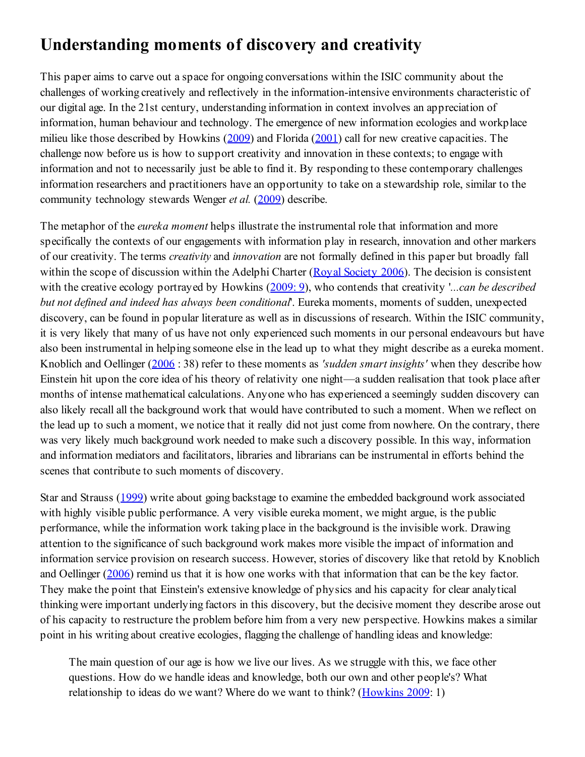## Understanding moments of discovery and creativity

This paper aims to carve out a space for ongoing conversations within the ISIC community about the challenges of working creatively and reflectively in the information-intensive environments characteristic of our digital age. In the 21st century, understanding information in context involves an appreciation of information, human behaviour and technology. The emergence of new information ecologies and workplace milieu like those described by Howkins (2009) and Florida (2001) call for new creative capacities. The challenge now before us is how to support creativity and innovation in these contexts; to engage with information and not to necessarily just be able to find it. By responding to these contemporary challenges information researchers and practitioners have an opportunity to take on a stewardship role, similar to the community technology stewards Wenger *et al.* (2009) describe.

The metaphor of the *eureka moment* helps illustrate the instrumental role that information and more specifically the contexts of our engagements with information play in research, innovation and other markers of our creativity. The terms *creativity* and *innovation* are not formally defined in this paper but broadly fall within the scope of discussion within the Adelphi Charter (Royal Society 2006). The decision is consistent with the creative ecology portrayed by Howkins (2009: 9), who contends that creativity '*...can be described but not defined and indeed has always been conditional*'. Eureka moments, moments of sudden, unexpected discovery, can be found in popular literature as well as in discussions of research. Within the ISIC community, it is very likely that many of us have not only experienced such moments in our personal endeavours but have also been instrumental in helping someone else in the lead up to what they might describe as a eureka moment. Knoblich and Oellinger (2006 : 38) refer to these moments as *'sudden smart insights'* when they describe how Einstein hit upon the core idea of his theory of relativity one night—a sudden realisation that took place after months of intense mathematical calculations. Anyone who has experienced a seemingly sudden discovery can also likely recall all the background work that would have contributed to such a moment. When we reflect on the lead up to such a moment, we notice that it really did not just come from nowhere. On the contrary, there was very likely much background work needed to make such a discovery possible. In this way, information and information mediators and facilitators, libraries and librarians can be instrumental in efforts behind the scenes that contribute to such moments of discovery.

Star and Strauss (1999) write about going backstage to examine the embedded background work associated with highly visible public performance. A very visible eureka moment, we might argue, is the public performance, while the information work taking place in the background is the invisible work. Drawing attention to the significance of such background work makes more visible the impact of information and information service provision on research success. However, stories of discovery like that retold by Knoblich and Oellinger (2006) remind us that it is how one works with that information that can be the key factor. They make the point that Einstein's extensive knowledge of physics and his capacity for clear analytical thinking were important underlying factors in this discovery, but the decisive moment they describe arose out of his capacity to restructure the problem before him from a very new perspective. Howkins makes a similar point in his writing about creative ecologies, flagging the challenge of handling ideas and knowledge:

> The main question of our age is how we live our lives. As we struggle with this, we face other questions. How do we handle ideas and knowledge, both our own and other people's? What relationship to ideas do we want? Where do we want to think? (Howkins 2009: 1)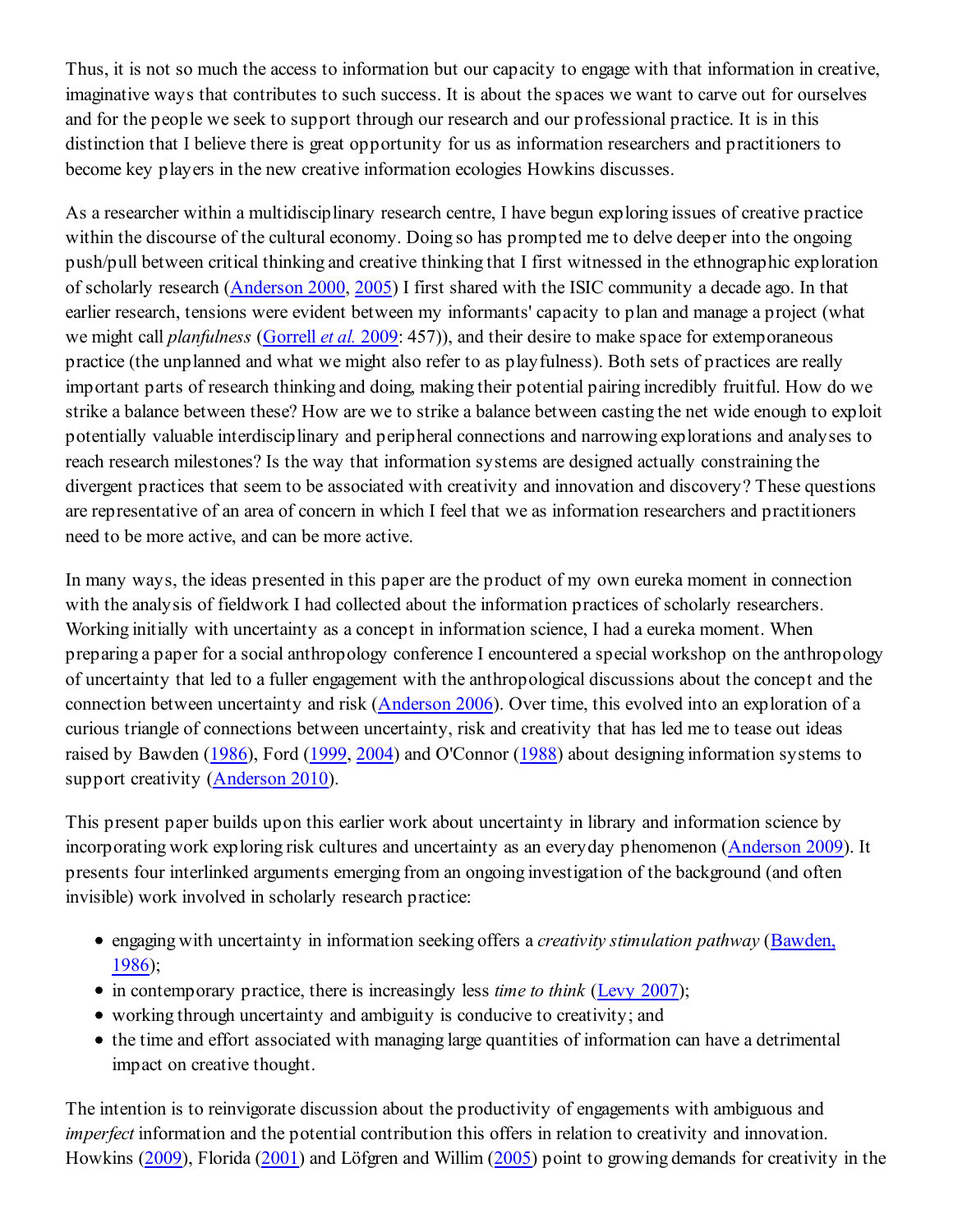Thus, it is not so much the access to information but our capacity to engage with that information in creative, imaginative ways that contributes to such success. It is about the spaces we want to carve out for ourselves and for the people we seek to support through our research and our professional practice. It is in this distinction that I believe there is great opportunity for us as information researchers and practitioners to become key players in the new creative information ecologies Howkins discusses.

As a researcher within a multidisciplinary research centre, I have begun exploring issues of creative practice within the discourse of the cultural economy. Doing so has prompted me to delve deeper into the ongoing push/pull between critical thinking and creative thinking that I first witnessed in the ethnographic exploration of scholarly research (Anderson 2000, 2005) I first shared with the ISIC community a decade ago. In that earlier research, tensions were evident between my informants' capacity to plan and manage a project (what we might call *planfulness* (Gorrell *et al.* 2009: 457)), and their desire to make space for extemporaneous practice (the unplanned and what we might also refer to as playfulness). Both sets of practices are really important parts of research thinking and doing, making their potential pairing incredibly fruitful. How do we strike a balance between these? How are we to strike a balance between casting the net wide enough to exploit potentially valuable interdisciplinary and peripheral connections and narrowing explorations and analyses to reach research milestones? Is the way that information systems are designed actually constraining the divergent practices that seem to be associated with creativity and innovation and discovery? These questions are representative of an area of concern in which I feel that we as information researchers and practitioners need to be more active, and can be more active.

In many ways, the ideas presented in this paper are the product of my own eureka moment in connection with the analysis of fieldwork I had collected about the information practices of scholarly researchers. Working initially with uncertainty as a concept in information science, I had a eureka moment. When preparing a paper for a social anthropology conference I encountered a special workshop on the anthropology of uncertainty that led to a fuller engagement with the anthropological discussions about the concept and the connection between uncertainty and risk (Anderson 2006). Over time, this evolved into an exploration of a curious triangle of connections between uncertainty, risk and creativity that has led me to tease out ideas raised by Bawden (1986), Ford (1999, 2004) and O'Connor (1988) about designing information systems to support creativity (Anderson 2010).

This present paper builds upon this earlier work about uncertainty in library and information science by incorporating work exploring risk cultures and uncertainty as an everyday phenomenon (Anderson 2009). It presents four interlinked arguments emerging from an ongoing investigation of the background (and often invisible) work involved in scholarly research practice:

- engaging with uncertainty in information seeking offers a *creativity stimulation pathway* (Bawden, 1986);
- in contemporary practice, there is increasingly less *time to think* (Levy 2007);
- working through uncertainty and ambiguity is conducive to creativity; and
- the time and effort associated with managing large quantities of information can have a detrimental impact on creative thought.

The intention is to reinvigorate discussion about the productivity of engagements with ambiguous and *imperfect* information and the potential contribution this offers in relation to creativity and innovation. Howkins (2009), Florida (2001) and Löfgren and Willim (2005) point to growing demands for creativity in the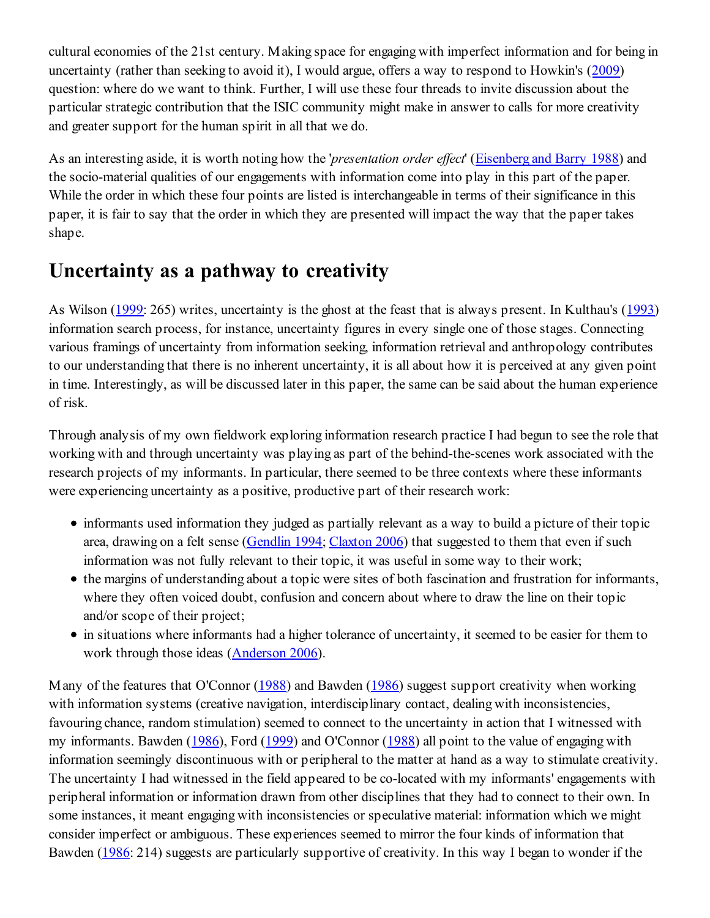cultural economies of the 21st century. Making space for engaging with imperfect information and for being in uncertainty (rather than seeking to avoid it), I would argue, offers a way to respond to Howkin's (2009) question: where do we want to think. Further, I will use these four threads to invite discussion about the particular strategic contribution that the ISIC community might make in answer to calls for more creativity and greater support for the human spirit in all that we do.

As an interesting aside, it is worth noting how the '*presentation order effect*' (Eisenberg and Barry 1988) and the socio-material qualities of our engagements with information come into play in this part of the paper. While the order in which these four points are listed is interchangeable in terms of their significance in this paper, it is fair to say that the order in which they are presented will impact the way that the paper takes shape.

## Uncertainty as a pathway to creativity

As Wilson (1999: 265) writes, uncertainty is the ghost at the feast that is always present. In Kulthau's (1993) information search process, for instance, uncertainty figures in every single one of those stages. Connecting various framings of uncertainty from information seeking, information retrieval and anthropology contributes to our understanding that there is no inherent uncertainty, it is all about how it is perceived at any given point in time. Interestingly, as will be discussed later in this paper, the same can be said about the human experience of risk.

Through analysis of my own fieldwork exploring information research practice I had begun to see the role that working with and through uncertainty was playing as part of the behind-the-scenes work associated with the research projects of my informants. In particular, there seemed to be three contexts where these informants were experiencing uncertainty as a positive, productive part of their research work:

- informants used information they judged as partially relevant as a way to build a picture of their topic area, drawing on a felt sense (Gendlin 1994; Claxton 2006) that suggested to them that even if such information was not fully relevant to their topic, it was useful in some way to their work;
- the margins of understanding about a topic were sites of both fascination and frustration for informants, where they often voiced doubt, confusion and concern about where to draw the line on their topic and/or scope of their project;
- in situations where informants had a higher tolerance of uncertainty, it seemed to be easier for them to work through those ideas (Anderson 2006).

Many of the features that O'Connor (1988) and Bawden (1986) suggest support creativity when working with information systems (creative navigation, interdisciplinary contact, dealing with inconsistencies, favouring chance, random stimulation) seemed to connect to the uncertainty in action that I witnessed with my informants. Bawden (1986), Ford (1999) and O'Connor (1988) all point to the value of engaging with information seemingly discontinuous with or peripheral to the matter at hand as a way to stimulate creativity. The uncertainty I had witnessed in the field appeared to be co-located with my informants' engagements with peripheral information or information drawn from other disciplines that they had to connect to their own. In some instances, it meant engaging with inconsistencies or speculative material: information which we might consider imperfect or ambiguous. These experiences seemed to mirror the four kinds of information that Bawden (1986: 214) suggests are particularly supportive of creativity. In this way I began to wonder if the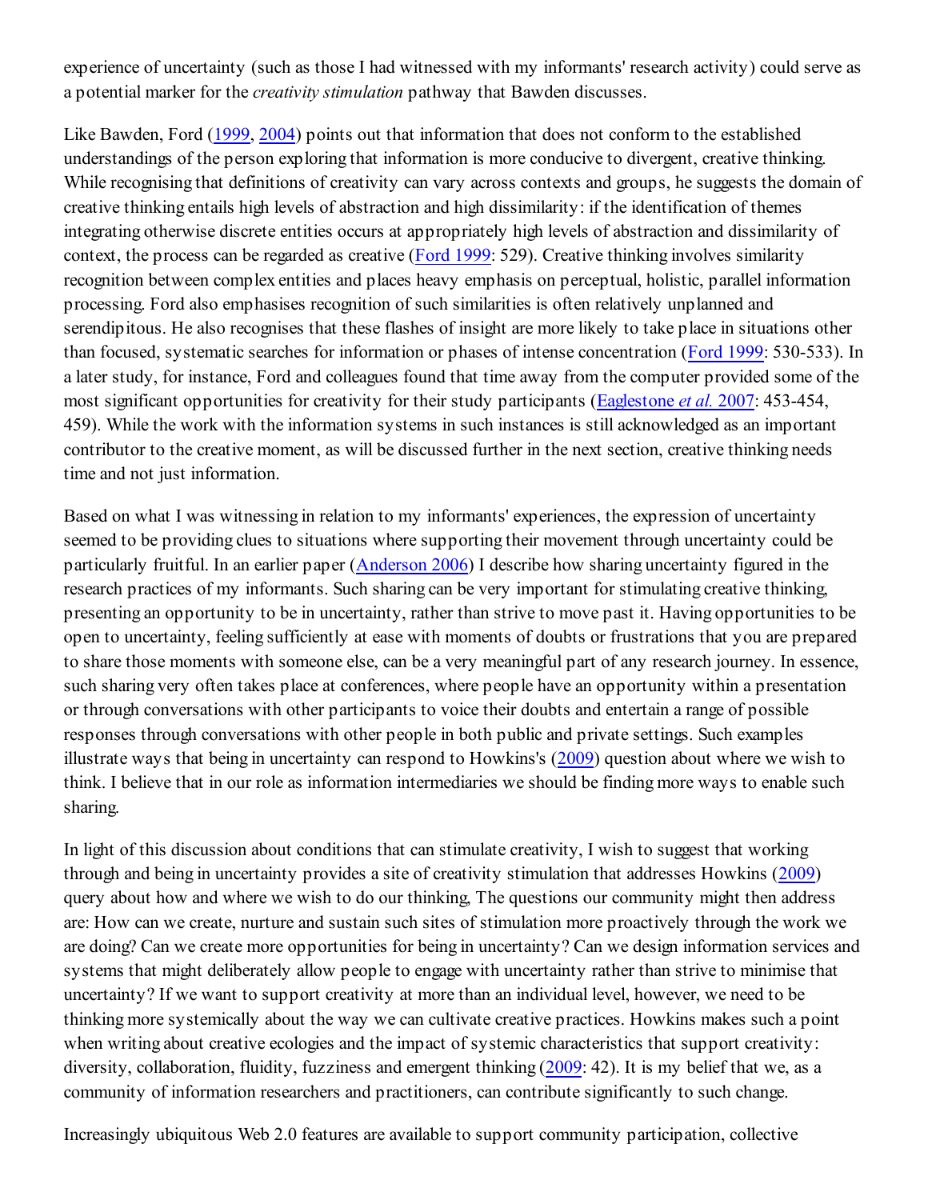experience of uncertainty (such as those I had witnessed with my informants' research activity) could serve as a potential marker for the *creativity stimulation* pathway that Bawden discusses.

Like Bawden, Ford (1999, 2004) points out that information that does not conform to the established understandings of the person exploring that information is more conducive to divergent, creative thinking. While recognising that definitions of creativity can vary across contexts and groups, he suggests the domain of creative thinking entails high levels of abstraction and high dissimilarity: if the identification of themes integrating otherwise discrete entities occurs at appropriately high levels of abstraction and dissimilarity of context, the process can be regarded as creative (Ford 1999: 529). Creative thinking involves similarity recognition between complex entities and places heavy emphasis on perceptual, holistic, parallel information processing. Ford also emphasises recognition of such similarities is often relatively unplanned and serendipitous. He also recognises that these flashes of insight are more likely to take place in situations other than focused, systematic searches for information or phases of intense concentration (Ford 1999: 530-533). In a later study, for instance, Ford and colleagues found that time away from the computer provided some of the most significant opportunities for creativity for their study participants (Eaglestone *et al.* 2007: 453-454, 459). While the work with the information systems in such instances is still acknowledged as an important contributor to the creative moment, as will be discussed further in the next section, creative thinking needs time and not just information.

Based on what I was witnessing in relation to my informants' experiences, the expression of uncertainty seemed to be providing clues to situations where supporting their movement through uncertainty could be particularly fruitful. In an earlier paper (Anderson 2006) I describe how sharing uncertainty figured in the research practices of my informants. Such sharing can be very important for stimulating creative thinking, presenting an opportunity to be in uncertainty, rather than strive to move past it. Having opportunities to be open to uncertainty, feeling sufficiently at ease with moments of doubts or frustrations that you are prepared to share those moments with someone else, can be a very meaningful part of any research journey. In essence, such sharing very often takes place at conferences, where people have an opportunity within a presentation or through conversations with other participants to voice their doubts and entertain a range of possible responses through conversations with other people in both public and private settings. Such examples illustrate ways that being in uncertainty can respond to Howkins's (2009) question about where we wish to think. I believe that in our role as information intermediaries we should be finding more ways to enable such sharing.

In light of this discussion about conditions that can stimulate creativity, I wish to suggest that working through and being in uncertainty provides a site of creativity stimulation that addresses Howkins (2009) query about how and where we wish to do our thinking, The questions our community might then address are: How can we create, nurture and sustain such sites of stimulation more proactively through the work we are doing? Can we create more opportunities for being in uncertainty? Can we design information services and systems that might deliberately allow people to engage with uncertainty rather than strive to minimise that uncertainty? If we want to support creativity at more than an individual level, however, we need to be thinking more systemically about the way we can cultivate creative practices. Howkins makes such a point when writing about creative ecologies and the impact of systemic characteristics that support creativity: diversity, collaboration, fluidity, fuzziness and emergent thinking (2009: 42). It is my belief that we, as a community of information researchers and practitioners, can contribute significantly to such change.

Increasingly ubiquitous Web 2.0 features are available to support community participation, collective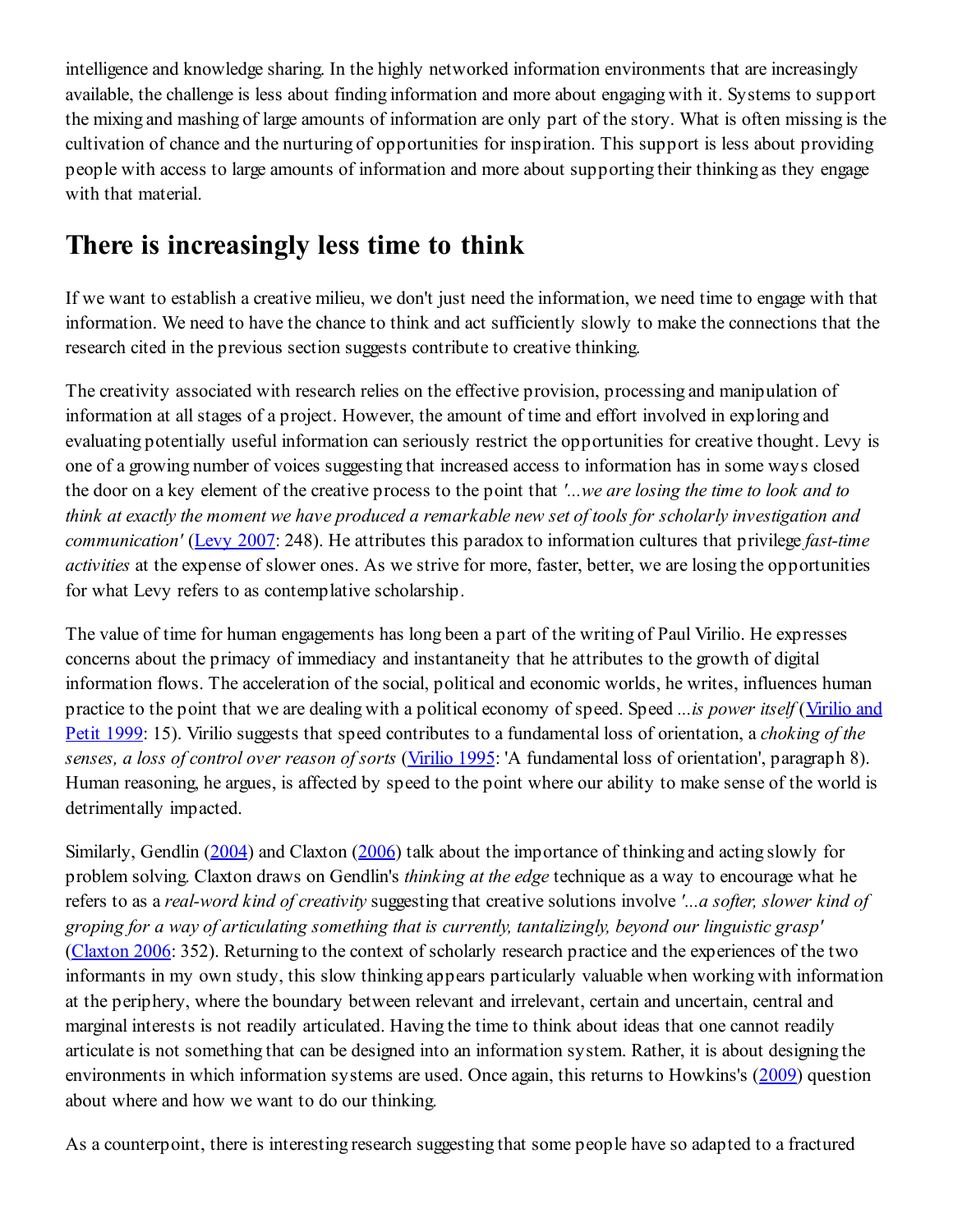intelligence and knowledge sharing. In the highly networked information environments that are increasingly available, the challenge is less about finding information and more about engaging with it. Systems to support the mixing and mashing of large amounts of information are only part of the story. What is often missing is the cultivation of chance and the nurturing of opportunities for inspiration. This support is less about providing people with access to large amounts of information and more about supporting their thinking as they engage with that material.

## There is increasingly less time to think

If we want to establish a creative milieu, we don't just need the information, we need time to engage with that information. We need to have the chance to think and act sufficiently slowly to make the connections that the research cited in the previous section suggests contribute to creative thinking.

The creativity associated with research relies on the effective provision, processing and manipulation of information at all stages of a project. However, the amount of time and effort involved in exploring and evaluating potentially useful information can seriously restrict the opportunities for creative thought. Levy is one of a growing number of voices suggesting that increased access to information has in some ways closed the door on a key element of the creative process to the point that *'...we are losing the time to look and to think at exactly the moment we have produced a remarkable new set of tools for scholarly investigation and communication'* (Levy 2007: 248). He attributes this paradox to information cultures that privilege *fast-time activities* at the expense of slower ones. As we strive for more, faster, better, we are losing the opportunities for what Levy refers to as contemplative scholarship.

The value of time for human engagements has long been a part of the writing of Paul Virilio. He expresses concerns about the primacy of immediacy and instantaneity that he attributes to the growth of digital information flows. The acceleration of the social, political and economic worlds, he writes, influences human practice to the point that we are dealing with a political economy of speed. Speed *...is power itself* (Virilio and Petit 1999: 15). Virilio suggests that speed contributes to a fundamental loss of orientation, a *choking of the senses, a loss of control over reason of sorts* (Virilio 1995: 'A fundamental loss of orientation', paragraph 8). Human reasoning, he argues, is affected by speed to the point where our ability to make sense of the world is detrimentally impacted.

Similarly, Gendlin (2004) and Claxton (2006) talk about the importance of thinking and acting slowly for problem solving. Claxton draws on Gendlin's *thinking at the edge* technique as a way to encourage what he refers to as a *real-word kind of creativity* suggesting that creative solutions involve *'...a softer, slower kind of groping for a way of articulating something that is currently, tantalizingly, beyond our linguistic grasp'* (Claxton 2006: 352). Returning to the context of scholarly research practice and the experiences of the two informants in my own study, this slow thinking appears particularly valuable when working with information at the periphery, where the boundary between relevant and irrelevant, certain and uncertain, central and marginal interests is not readily articulated. Having the time to think about ideas that one cannot readily articulate is not something that can be designed into an information system. Rather, it is about designing the environments in which information systems are used. Once again, this returns to Howkins's (2009) question about where and how we want to do our thinking.

As a counterpoint, there is interesting research suggesting that some people have so adapted to a fractured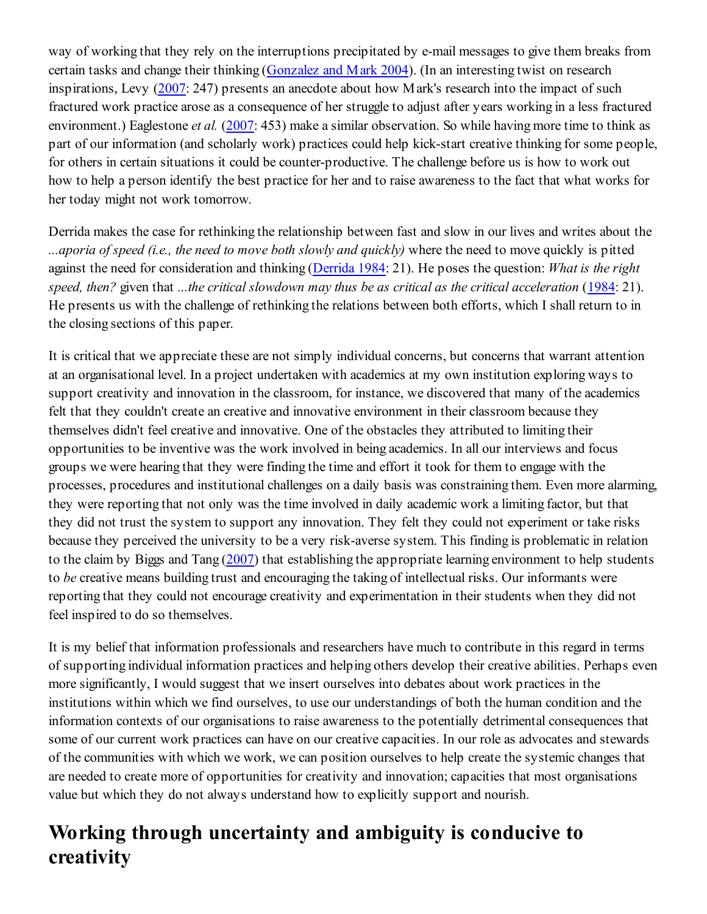way of working that they rely on the interruptions precipitated by e-mail messages to give them breaks from certain tasks and change their thinking (Gonzalez and Mark 2004). (In an interesting twist on research inspirations, Levy (2007: 247) presents an anecdote about how Mark's research into the impact of such fractured work practice arose as a consequence of her struggle to adjust after years working in a less fractured environment.) Eaglestone *et al.* (2007: 453) make a similar observation. So while having more time to think as part of our information (and scholarly work) practices could help kick-start creative thinking for some people, for others in certain situations it could be counter-productive. The challenge before us is how to work out how to help a person identify the best practice for her and to raise awareness to the fact that what works for her today might not work tomorrow.

Derrida makes the case for rethinking the relationship between fast and slow in our lives and writes about the *...aporia of speed (i.e., the need to move both slowly and quickly)* where the need to move quickly is pitted against the need for consideration and thinking (Derrida 1984: 21). He poses the question: *What is the right speed, then?* given that *...the critical slowdown may thus be as critical as the critical acceleration* (1984: 21). He presents us with the challenge of rethinking the relations between both efforts, which I shall return to in the closing sections of this paper.

It is critical that we appreciate these are not simply individual concerns, but concerns that warrant attention at an organisational level. In a project undertaken with academics at my own institution exploring ways to support creativity and innovation in the classroom, for instance, we discovered that many of the academics felt that they couldn't create an creative and innovative environment in their classroom because they themselves didn't feel creative and innovative. One of the obstacles they attributed to limiting their opportunities to be inventive was the work involved in being academics. In all our interviews and focus groups we were hearing that they were finding the time and effort it took for them to engage with the processes, procedures and institutional challenges on a daily basis was constraining them. Even more alarming, they were reporting that not only was the time involved in daily academic work a limiting factor, but that they did not trust the system to support any innovation. They felt they could not experiment or take risks because they perceived the university to be a very risk-averse system. This finding is problematic in relation to the claim by Biggs and Tang (2007) that establishing the appropriate learning environment to help students to *be* creative means building trust and encouraging the taking of intellectual risks. Our informants were reporting that they could not encourage creativity and experimentation in their students when they did not feel inspired to do so themselves.

It is my belief that information professionals and researchers have much to contribute in this regard in terms of supporting individual information practices and helping others develop their creative abilities. Perhaps even more significantly, I would suggest that we insert ourselves into debates about work practices in the institutions within which we find ourselves, to use our understandings of both the human condition and the information contexts of our organisations to raise awareness to the potentially detrimental consequences that some of our current work practices can have on our creative capacities. In our role as advocates and stewards of the communities with which we work, we can position ourselves to help create the systemic changes that are needed to create more of opportunities for creativity and innovation; capacities that most organisations value but which they do not always understand how to explicitly support and nourish.

## Working through uncertainty and ambiguity is conducive to creativity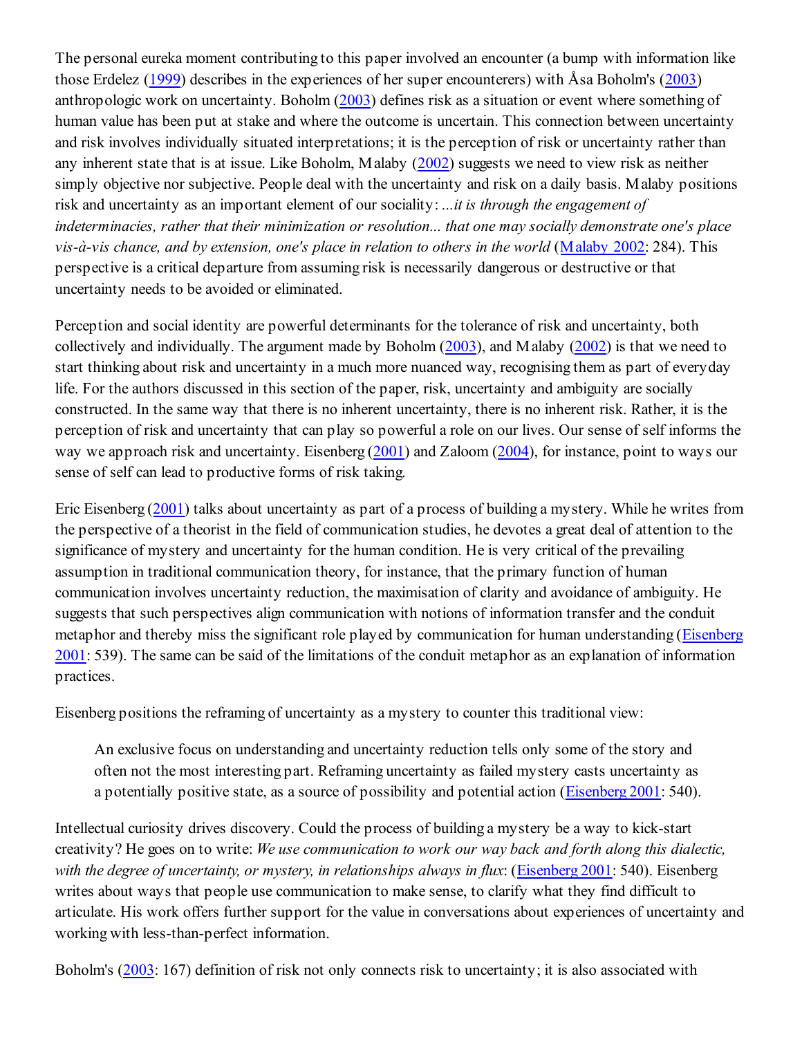The personal eureka moment contributing to this paper involved an encounter (a bump with information like those Erdelez (1999) describes in the experiences of her super encounterers) with Åsa Boholm's (2003) anthropologic work on uncertainty. Boholm (2003) defines risk as a situation or event where something of human value has been put at stake and where the outcome is uncertain. This connection between uncertainty and risk involves individually situated interpretations; it is the perception of risk or uncertainty rather than any inherent state that is at issue. Like Boholm, Malaby (2002) suggests we need to view risk as neither simply objective nor subjective. People deal with the uncertainty and risk on a daily basis. Malaby positions risk and uncertainty as an important element of our sociality: *...it is through the engagement of indeterminacies, rather that their minimization or resolution... that one may socially demonstrate one's place vis-à-vis chance, and by extension, one's place in relation to others in the world* (Malaby 2002: 284). This perspective is a critical departure from assuming risk is necessarily dangerous or destructive or that uncertainty needs to be avoided or eliminated.

Perception and social identity are powerful determinants for the tolerance of risk and uncertainty, both collectively and individually. The argument made by Boholm (2003), and Malaby (2002) is that we need to start thinking about risk and uncertainty in a much more nuanced way, recognising them as part of everyday life. For the authors discussed in this section of the paper, risk, uncertainty and ambiguity are socially constructed. In the same way that there is no inherent uncertainty, there is no inherent risk. Rather, it is the perception of risk and uncertainty that can play so powerful a role on our lives. Our sense of self informs the way we approach risk and uncertainty. Eisenberg (2001) and Zaloom (2004), for instance, point to ways our sense of self can lead to productive forms of risk taking.

Eric Eisenberg (2001) talks about uncertainty as part of a process of building a mystery. While he writes from the perspective of a theorist in the field of communication studies, he devotes a great deal of attention to the significance of mystery and uncertainty for the human condition. He is very critical of the prevailing assumption in traditional communication theory, for instance, that the primary function of human communication involves uncertainty reduction, the maximisation of clarity and avoidance of ambiguity. He suggests that such perspectives align communication with notions of information transfer and the conduit metaphor and thereby miss the significant role played by communication for human understanding (Eisenberg 2001: 539). The same can be said of the limitations of the conduit metaphor as an explanation of information practices.

Eisenberg positions the reframing of uncertainty as a mystery to counter this traditional view:

> An exclusive focus on understanding and uncertainty reduction tells only some of the story and often not the most interesting part. Reframing uncertainty as failed mystery casts uncertainty as a potentially positive state, as a source of possibility and potential action (Eisenberg 2001: 540).

Intellectual curiosity drives discovery. Could the process of building a mystery be a way to kick-start creativity? He goes on to write: *We use communication to work our way back and forth along this dialectic, with the degree of uncertainty, or mystery, in relationships always in flux*: (Eisenberg 2001: 540). Eisenberg writes about ways that people use communication to make sense, to clarify what they find difficult to articulate. His work offers further support for the value in conversations about experiences of uncertainty and working with less-than-perfect information.

Boholm's (2003: 167) definition of risk not only connects risk to uncertainty; it is also associated with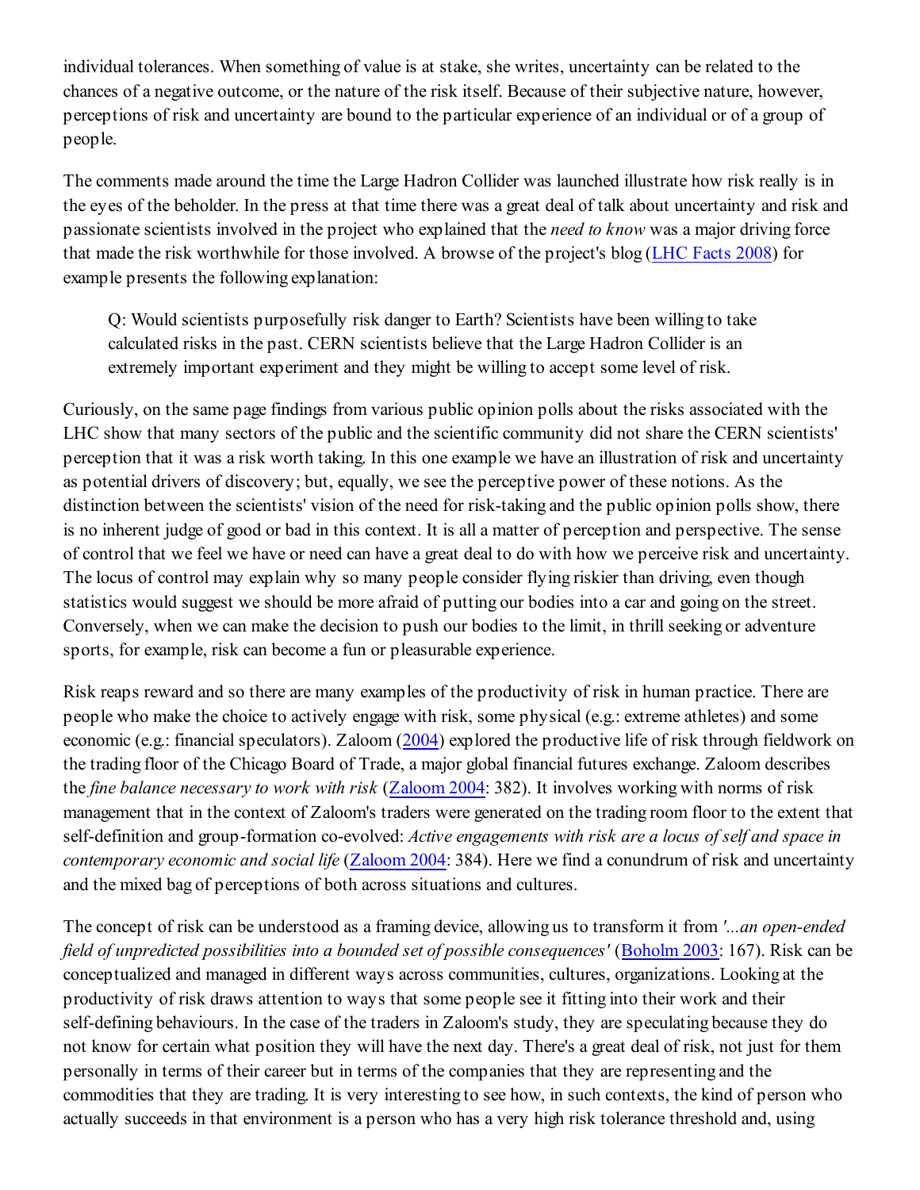individual tolerances. When something of value is at stake, she writes, uncertainty can be related to the chances of a negative outcome, or the nature of the risk itself. Because of their subjective nature, however, perceptions of risk and uncertainty are bound to the particular experience of an individual or of a group of people.

The comments made around the time the Large Hadron Collider was launched illustrate how risk really is in the eyes of the beholder. In the press at that time there was a great deal of talk about uncertainty and risk and passionate scientists involved in the project who explained that the *need to know* was a major driving force that made the risk worthwhile for those involved. A browse of the project's blog (LHC Facts 2008) for example presents the following explanation:

> Q: Would scientists purposefully risk danger to Earth? Scientists have been willing to take calculated risks in the past. CERN scientists believe that the Large Hadron Collider is an extremely important experiment and they might be willing to accept some level of risk.

Curiously, on the same page findings from various public opinion polls about the risks associated with the LHC show that many sectors of the public and the scientific community did not share the CERN scientists' perception that it was a risk worth taking. In this one example we have an illustration of risk and uncertainty as potential drivers of discovery; but, equally, we see the perceptive power of these notions. As the distinction between the scientists' vision of the need for risk-taking and the public opinion polls show, there is no inherent judge of good or bad in this context. It is all a matter of perception and perspective. The sense of control that we feel we have or need can have a great deal to do with how we perceive risk and uncertainty. The locus of control may explain why so many people consider flying riskier than driving, even though statistics would suggest we should be more afraid of putting our bodies into a car and going on the street. Conversely, when we can make the decision to push our bodies to the limit, in thrill seeking or adventure sports, for example, risk can become a fun or pleasurable experience.

Risk reaps reward and so there are many examples of the productivity of risk in human practice. There are people who make the choice to actively engage with risk, some physical (e.g.: extreme athletes) and some economic (e.g.: financial speculators). Zaloom (2004) explored the productive life of risk through fieldwork on the trading floor of the Chicago Board of Trade, a major global financial futures exchange. Zaloom describes the *fine balance necessary to work with risk* (Zaloom 2004: 382). It involves working with norms of risk management that in the context of Zaloom's traders were generated on the trading room floor to the extent that self-definition and group-formation co-evolved: *Active engagements with risk are a locus of self and space in contemporary economic and social life* (Zaloom 2004: 384). Here we find a conundrum of risk and uncertainty and the mixed bag of perceptions of both across situations and cultures.

The concept of risk can be understood as a framing device, allowing us to transform it from *'...an open-ended field of unpredicted possibilities into a bounded set of possible consequences'* (Boholm 2003: 167). Risk can be conceptualized and managed in different ways across communities, cultures, organizations. Looking at the productivity of risk draws attention to ways that some people see it fitting into their work and their self-defining behaviours. In the case of the traders in Zaloom's study, they are speculating because they do not know for certain what position they will have the next day. There's a great deal of risk, not just for them personally in terms of their career but in terms of the companies that they are representing and the commodities that they are trading. It is very interesting to see how, in such contexts, the kind of person who actually succeeds in that environment is a person who has a very high risk tolerance threshold and, using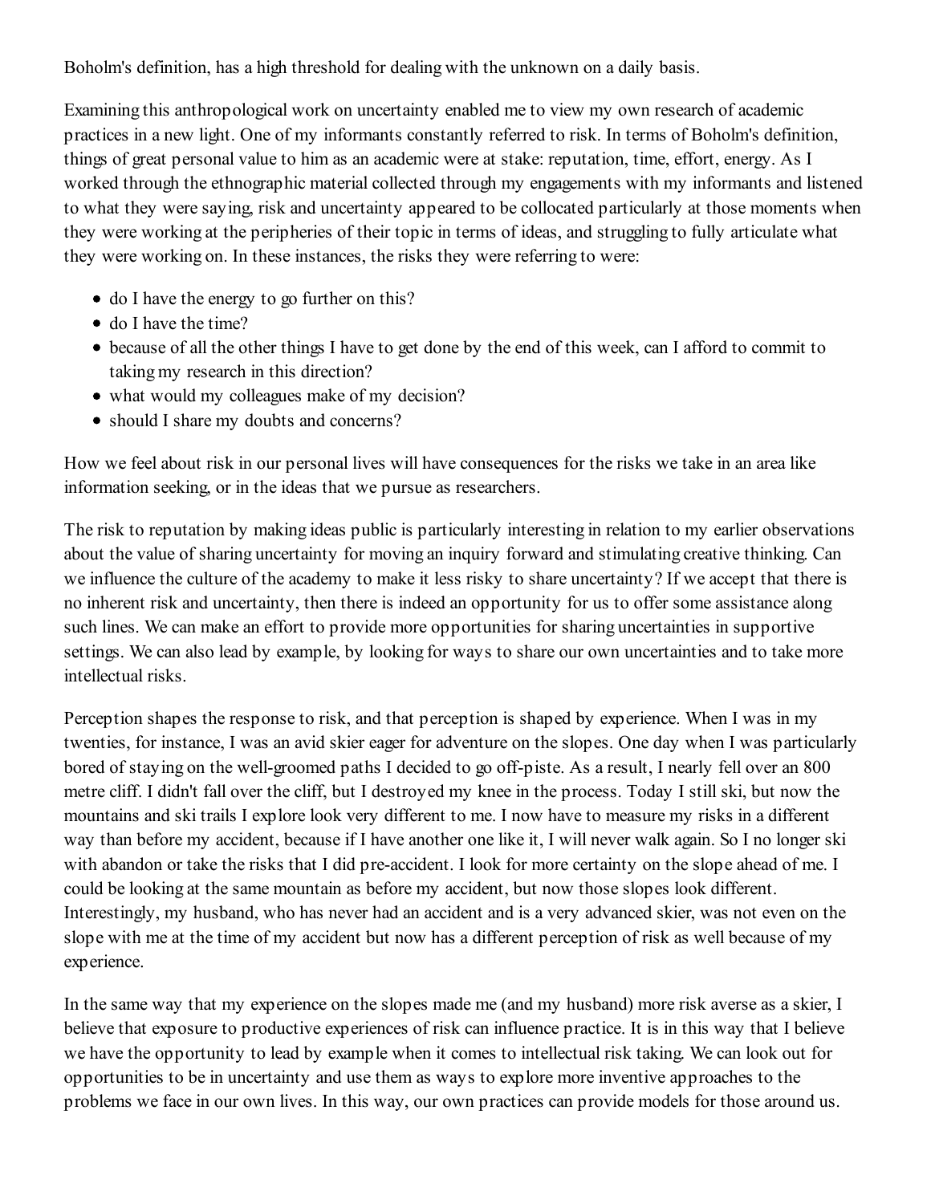Boholm's definition, has a high threshold for dealing with the unknown on a daily basis.

Examining this anthropological work on uncertainty enabled me to view my own research of academic practices in a new light. One of my informants constantly referred to risk. In terms of Boholm's definition, things of great personal value to him as an academic were at stake: reputation, time, effort, energy. As I worked through the ethnographic material collected through my engagements with my informants and listened to what they were saying, risk and uncertainty appeared to be collocated particularly at those moments when they were working at the peripheries of their topic in terms of ideas, and struggling to fully articulate what they were working on. In these instances, the risks they were referring to were:

- do I have the energy to go further on this?
- do I have the time?
- because of all the other things I have to get done by the end of this week, can I afford to commit to taking my research in this direction?
- what would my colleagues make of my decision?
- should I share my doubts and concerns?

How we feel about risk in our personal lives will have consequences for the risks we take in an area like information seeking, or in the ideas that we pursue as researchers.

The risk to reputation by making ideas public is particularly interesting in relation to my earlier observations about the value of sharing uncertainty for moving an inquiry forward and stimulating creative thinking. Can we influence the culture of the academy to make it less risky to share uncertainty? If we accept that there is no inherent risk and uncertainty, then there is indeed an opportunity for us to offer some assistance along such lines. We can make an effort to provide more opportunities for sharing uncertainties in supportive settings. We can also lead by example, by looking for ways to share our own uncertainties and to take more intellectual risks.

Perception shapes the response to risk, and that perception is shaped by experience. When I was in my twenties, for instance, I was an avid skier eager for adventure on the slopes. One day when I was particularly bored of staying on the well-groomed paths I decided to go off-piste. As a result, I nearly fell over an 800 metre cliff. I didn't fall over the cliff, but I destroyed my knee in the process. Today I still ski, but now the mountains and ski trails I explore look very different to me. I now have to measure my risks in a different way than before my accident, because if I have another one like it, I will never walk again. So I no longer ski with abandon or take the risks that I did pre-accident. I look for more certainty on the slope ahead of me. I could be looking at the same mountain as before my accident, but now those slopes look different. Interestingly, my husband, who has never had an accident and is a very advanced skier, was not even on the slope with me at the time of my accident but now has a different perception of risk as well because of my experience.

In the same way that my experience on the slopes made me (and my husband) more risk averse as a skier, I believe that exposure to productive experiences of risk can influence practice. It is in this way that I believe we have the opportunity to lead by example when it comes to intellectual risk taking. We can look out for opportunities to be in uncertainty and use them as ways to explore more inventive approaches to the problems we face in our own lives. In this way, our own practices can provide models for those around us.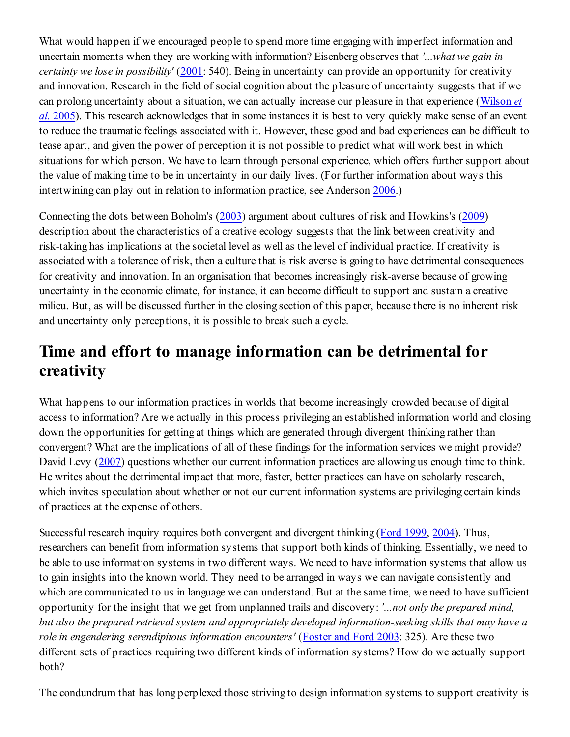What would happen if we encouraged people to spend more time engaging with imperfect information and uncertain moments when they are working with information? Eisenberg observes that *'...what we gain in certainty we lose in possibility'* (2001: 540). Being in uncertainty can provide an opportunity for creativity and innovation. Research in the field of social cognition about the pleasure of uncertainty suggests that if we can prolong uncertainty about a situation, we can actually increase our pleasure in that experience (Wilson *et al.* 2005). This research acknowledges that in some instances it is best to very quickly make sense of an event to reduce the traumatic feelings associated with it. However, these good and bad experiences can be difficult to tease apart, and given the power of perception it is not possible to predict what will work best in which situations for which person. We have to learn through personal experience, which offers further support about the value of making time to be in uncertainty in our daily lives. (For further information about ways this intertwining can play out in relation to information practice, see Anderson 2006.)

Connecting the dots between Boholm's (2003) argument about cultures of risk and Howkins's (2009) description about the characteristics of a creative ecology suggests that the link between creativity and risk-taking has implications at the societal level as well as the level of individual practice. If creativity is associated with a tolerance of risk, then a culture that is risk averse is going to have detrimental consequences for creativity and innovation. In an organisation that becomes increasingly risk-averse because of growing uncertainty in the economic climate, for instance, it can become difficult to support and sustain a creative milieu. But, as will be discussed further in the closing section of this paper, because there is no inherent risk and uncertainty only perceptions, it is possible to break such a cycle.

## Time and effort to manage information can be detrimental for creativity

What happens to our information practices in worlds that become increasingly crowded because of digital access to information? Are we actually in this process privileging an established information world and closing down the opportunities for getting at things which are generated through divergent thinking rather than convergent? What are the implications of all of these findings for the information services we might provide? David Levy (2007) questions whether our current information practices are allowing us enough time to think. He writes about the detrimental impact that more, faster, better practices can have on scholarly research, which invites speculation about whether or not our current information systems are privileging certain kinds of practices at the expense of others.

Successful research inquiry requires both convergent and divergent thinking (Ford 1999, 2004). Thus, researchers can benefit from information systems that support both kinds of thinking. Essentially, we need to be able to use information systems in two different ways. We need to have information systems that allow us to gain insights into the known world. They need to be arranged in ways we can navigate consistently and which are communicated to us in language we can understand. But at the same time, we need to have sufficient opportunity for the insight that we get from unplanned trails and discovery: *'...not only the prepared mind, but also the prepared retrieval system and appropriately developed information-seeking skills that may have a role in engendering serendipitous information encounters'* (Foster and Ford 2003: 325). Are these two different sets of practices requiring two different kinds of information systems? How do we actually support both?

The condundrum that has long perplexed those striving to design information systems to support creativity is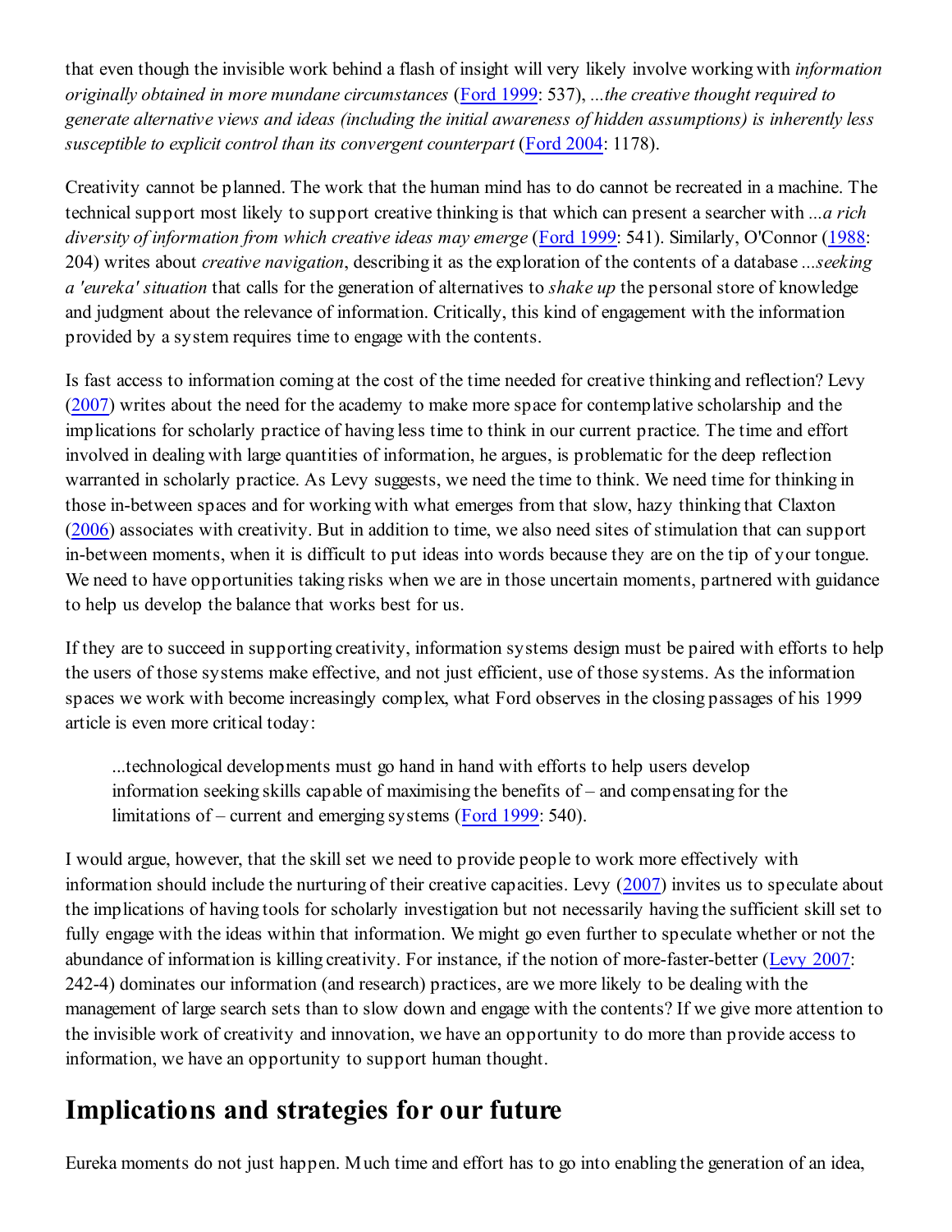that even though the invisible work behind a flash of insight will very likely involve working with *information originally obtained in more mundane circumstances* (Ford 1999: 537), *...the creative thought required to generate alternative views and ideas (including the initial awareness of hidden assumptions) is inherently less susceptible to explicit control than its convergent counterpart* (Ford 2004: 1178).

Creativity cannot be planned. The work that the human mind has to do cannot be recreated in a machine. The technical support most likely to support creative thinking is that which can present a searcher with *...a rich diversity of information from which creative ideas may emerge* (Ford 1999: 541). Similarly, O'Connor (1988: 204) writes about *creative navigation*, describing it as the exploration of the contents of a database *...seeking a 'eureka' situation* that calls for the generation of alternatives to *shake up* the personal store of knowledge and judgment about the relevance of information. Critically, this kind of engagement with the information provided by a system requires time to engage with the contents.

Is fast access to information coming at the cost of the time needed for creative thinking and reflection? Levy (2007) writes about the need for the academy to make more space for contemplative scholarship and the implications for scholarly practice of having less time to think in our current practice. The time and effort involved in dealing with large quantities of information, he argues, is problematic for the deep reflection warranted in scholarly practice. As Levy suggests, we need the time to think. We need time for thinking in those in-between spaces and for working with what emerges from that slow, hazy thinking that Claxton (2006) associates with creativity. But in addition to time, we also need sites of stimulation that can support in-between moments, when it is difficult to put ideas into words because they are on the tip of your tongue. We need to have opportunities taking risks when we are in those uncertain moments, partnered with guidance to help us develop the balance that works best for us.

If they are to succeed in supporting creativity, information systems design must be paired with efforts to help the users of those systems make effective, and not just efficient, use of those systems. As the information spaces we work with become increasingly complex, what Ford observes in the closing passages of his 1999 article is even more critical today:

> ...technological developments must go hand in hand with efforts to help users develop information seeking skills capable of maximising the benefits of – and compensating for the limitations of – current and emerging systems (Ford 1999: 540).

I would argue, however, that the skill set we need to provide people to work more effectively with information should include the nurturing of their creative capacities. Levy (2007) invites us to speculate about the implications of having tools for scholarly investigation but not necessarily having the sufficient skill set to fully engage with the ideas within that information. We might go even further to speculate whether or not the abundance of information is killing creativity. For instance, if the notion of more-faster-better (Levy 2007: 242-4) dominates our information (and research) practices, are we more likely to be dealing with the management of large search sets than to slow down and engage with the contents? If we give more attention to the invisible work of creativity and innovation, we have an opportunity to do more than provide access to information, we have an opportunity to support human thought.

## Implications and strategies for our future

Eureka moments do not just happen. Much time and effort has to go into enabling the generation of an idea,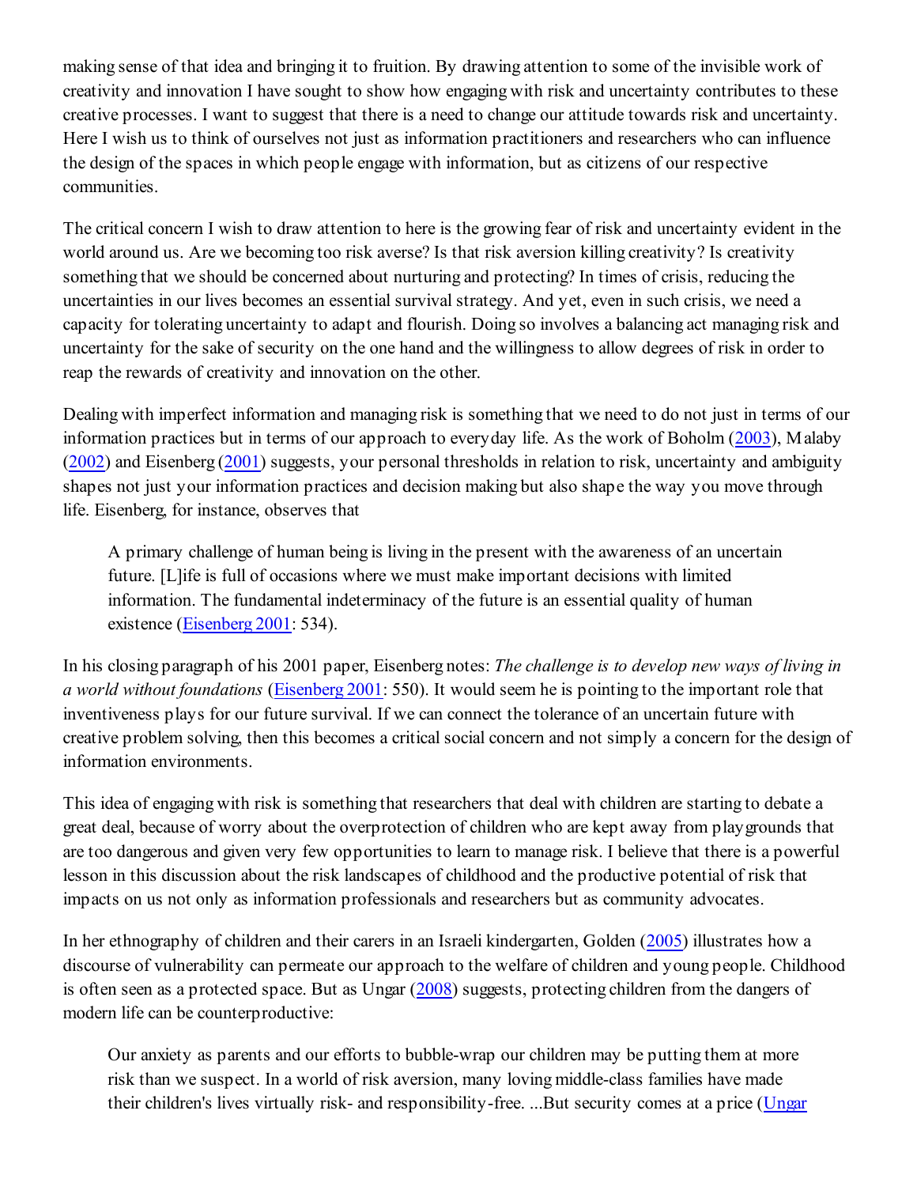making sense of that idea and bringing it to fruition. By drawing attention to some of the invisible work of creativity and innovation I have sought to show how engaging with risk and uncertainty contributes to these creative processes. I want to suggest that there is a need to change our attitude towards risk and uncertainty. Here I wish us to think of ourselves not just as information practitioners and researchers who can influence the design of the spaces in which people engage with information, but as citizens of our respective communities.

The critical concern I wish to draw attention to here is the growing fear of risk and uncertainty evident in the world around us. Are we becoming too risk averse? Is that risk aversion killing creativity? Is creativity something that we should be concerned about nurturing and protecting? In times of crisis, reducing the uncertainties in our lives becomes an essential survival strategy. And yet, even in such crisis, we need a capacity for tolerating uncertainty to adapt and flourish. Doing so involves a balancing act managing risk and uncertainty for the sake of security on the one hand and the willingness to allow degrees of risk in order to reap the rewards of creativity and innovation on the other.

Dealing with imperfect information and managing risk is something that we need to do not just in terms of our information practices but in terms of our approach to everyday life. As the work of Boholm (2003), Malaby (2002) and Eisenberg (2001) suggests, your personal thresholds in relation to risk, uncertainty and ambiguity shapes not just your information practices and decision making but also shape the way you move through life. Eisenberg, for instance, observes that

> A primary challenge of human being is living in the present with the awareness of an uncertain future. [L]ife is full of occasions where we must make important decisions with limited information. The fundamental indeterminacy of the future is an essential quality of human existence (Eisenberg 2001: 534).

In his closing paragraph of his 2001 paper, Eisenberg notes: *The challenge is to develop new ways of living in a world without foundations* (Eisenberg 2001: 550). It would seem he is pointing to the important role that inventiveness plays for our future survival. If we can connect the tolerance of an uncertain future with creative problem solving, then this becomes a critical social concern and not simply a concern for the design of information environments.

This idea of engaging with risk is something that researchers that deal with children are starting to debate a great deal, because of worry about the overprotection of children who are kept away from playgrounds that are too dangerous and given very few opportunities to learn to manage risk. I believe that there is a powerful lesson in this discussion about the risk landscapes of childhood and the productive potential of risk that impacts on us not only as information professionals and researchers but as community advocates.

In her ethnography of children and their carers in an Israeli kindergarten, Golden (2005) illustrates how a discourse of vulnerability can permeate our approach to the welfare of children and young people. Childhood is often seen as a protected space. But as Ungar (2008) suggests, protecting children from the dangers of modern life can be counterproductive:

> Our anxiety as parents and our efforts to bubble-wrap our children may be putting them at more risk than we suspect. In a world of risk aversion, many loving middle-class families have made their children's lives virtually risk- and responsibility-free. ...But security comes at a price (Ungar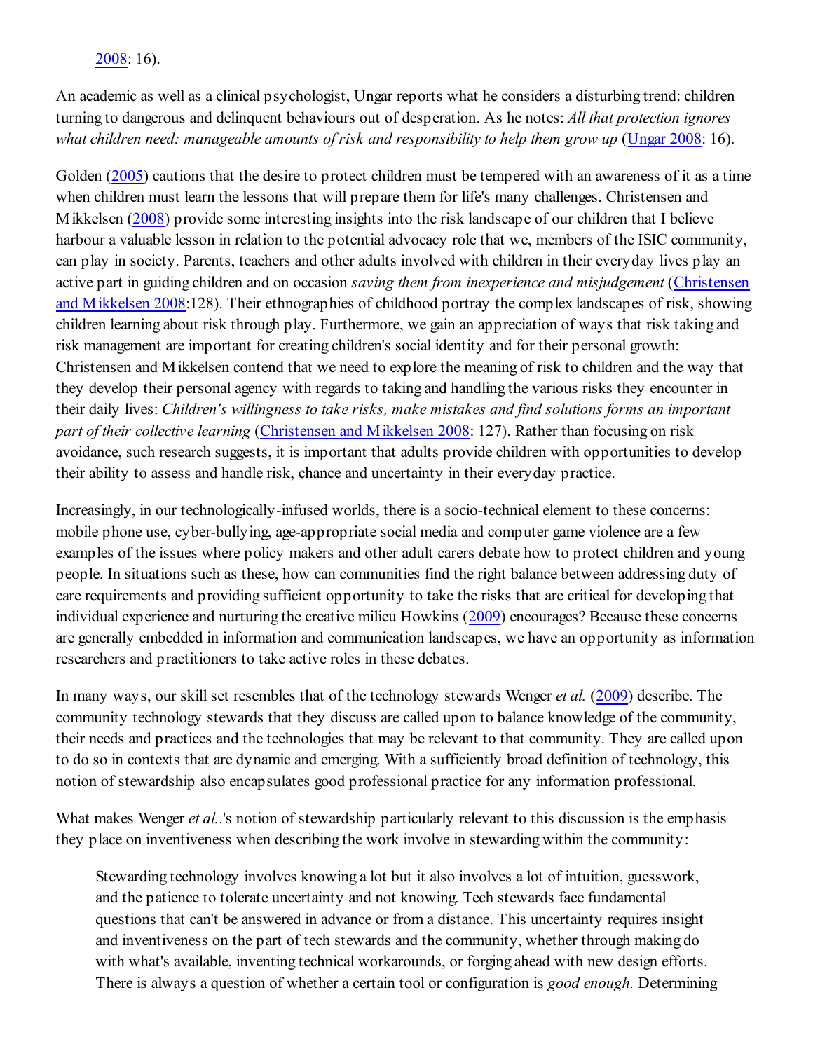2008: 16).

An academic as well as a clinical psychologist, Ungar reports what he considers a disturbing trend: children turning to dangerous and delinquent behaviours out of desperation. As he notes: *All that protection ignores what children need: manageable amounts of risk and responsibility to help them grow up* (Ungar 2008: 16).

Golden (2005) cautions that the desire to protect children must be tempered with an awareness of it as a time when children must learn the lessons that will prepare them for life's many challenges. Christensen and Mikkelsen (2008) provide some interesting insights into the risk landscape of our children that I believe harbour a valuable lesson in relation to the potential advocacy role that we, members of the ISIC community, can play in society. Parents, teachers and other adults involved with children in their everyday lives play an active part in guiding children and on occasion *saving them from inexperience and misjudgement* (Christensen and Mikkelsen 2008:128). Their ethnographies of childhood portray the complex landscapes of risk, showing children learning about risk through play. Furthermore, we gain an appreciation of ways that risk taking and risk management are important for creating children's social identity and for their personal growth: Christensen and Mikkelsen contend that we need to explore the meaning of risk to children and the way that they develop their personal agency with regards to taking and handling the various risks they encounter in their daily lives: *Children's willingness to take risks, make mistakes and find solutions forms an important part of their collective learning* (Christensen and Mikkelsen 2008: 127). Rather than focusing on risk avoidance, such research suggests, it is important that adults provide children with opportunities to develop their ability to assess and handle risk, chance and uncertainty in their everyday practice.

Increasingly, in our technologically-infused worlds, there is a socio-technical element to these concerns: mobile phone use, cyber-bullying, age-appropriate social media and computer game violence are a few examples of the issues where policy makers and other adult carers debate how to protect children and young people. In situations such as these, how can communities find the right balance between addressing duty of care requirements and providing sufficient opportunity to take the risks that are critical for developing that individual experience and nurturing the creative milieu Howkins (2009) encourages? Because these concerns are generally embedded in information and communication landscapes, we have an opportunity as information researchers and practitioners to take active roles in these debates.

In many ways, our skill set resembles that of the technology stewards Wenger *et al.* (2009) describe. The community technology stewards that they discuss are called upon to balance knowledge of the community, their needs and practices and the technologies that may be relevant to that community. They are called upon to do so in contexts that are dynamic and emerging. With a sufficiently broad definition of technology, this notion of stewardship also encapsulates good professional practice for any information professional.

What makes Wenger *et al.*.'s notion of stewardship particularly relevant to this discussion is the emphasis they place on inventiveness when describing the work involve in stewarding within the community:

> Stewarding technology involves knowing a lot but it also involves a lot of intuition, guesswork, and the patience to tolerate uncertainty and not knowing. Tech stewards face fundamental questions that can't be answered in advance or from a distance. This uncertainty requires insight and inventiveness on the part of tech stewards and the community, whether through making do with what's available, inventing technical workarounds, or forging ahead with new design efforts. There is always a question of whether a certain tool or configuration is *good enough.* Determining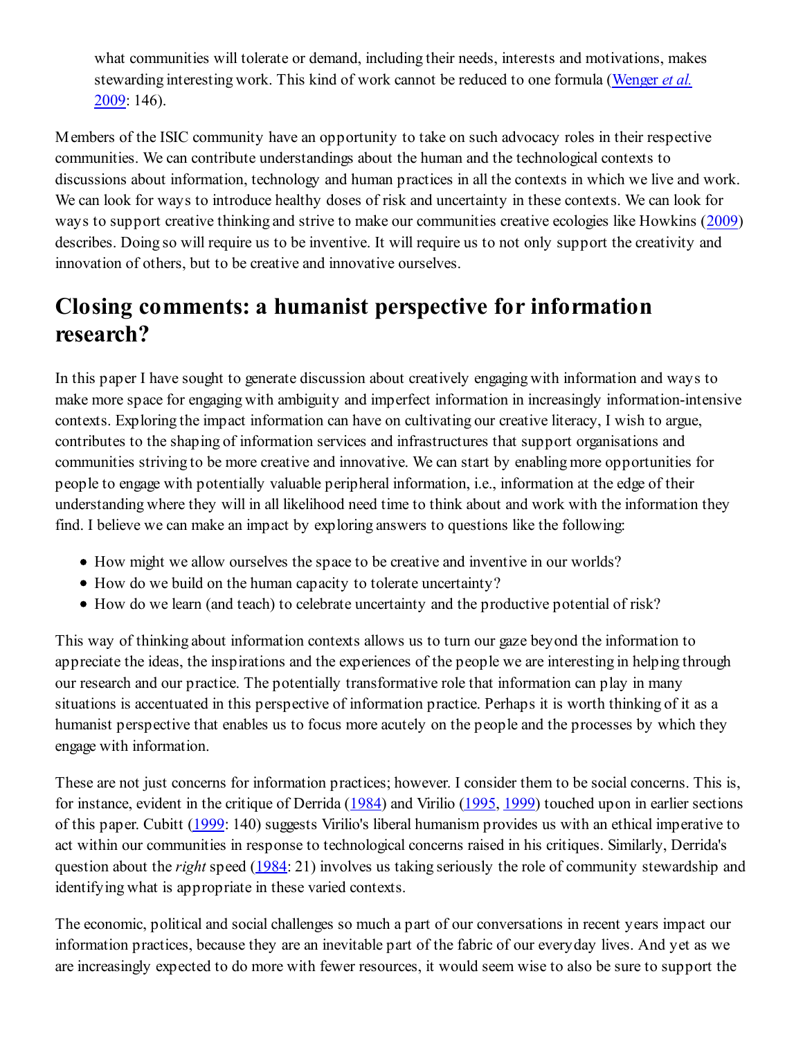what communities will tolerate or demand, including their needs, interests and motivations, makes stewarding interesting work. This kind of work cannot be reduced to one formula (Wenger *et al.* 2009: 146).

Members of the ISIC community have an opportunity to take on such advocacy roles in their respective communities. We can contribute understandings about the human and the technological contexts to discussions about information, technology and human practices in all the contexts in which we live and work. We can look for ways to introduce healthy doses of risk and uncertainty in these contexts. We can look for ways to support creative thinking and strive to make our communities creative ecologies like Howkins (2009) describes. Doing so will require us to be inventive. It will require us to not only support the creativity and innovation of others, but to be creative and innovative ourselves.

## Closing comments: a humanist perspective for information research?

In this paper I have sought to generate discussion about creatively engaging with information and ways to make more space for engaging with ambiguity and imperfect information in increasingly information-intensive contexts. Exploring the impact information can have on cultivating our creative literacy, I wish to argue, contributes to the shaping of information services and infrastructures that support organisations and communities striving to be more creative and innovative. We can start by enabling more opportunities for people to engage with potentially valuable peripheral information, i.e., information at the edge of their understanding where they will in all likelihood need time to think about and work with the information they find. I believe we can make an impact by exploring answers to questions like the following:

- How might we allow ourselves the space to be creative and inventive in our worlds?
- How do we build on the human capacity to tolerate uncertainty?
- How do we learn (and teach) to celebrate uncertainty and the productive potential of risk?

This way of thinking about information contexts allows us to turn our gaze beyond the information to appreciate the ideas, the inspirations and the experiences of the people we are interesting in helping through our research and our practice. The potentially transformative role that information can play in many situations is accentuated in this perspective of information practice. Perhaps it is worth thinking of it as a humanist perspective that enables us to focus more acutely on the people and the processes by which they engage with information.

These are not just concerns for information practices; however. I consider them to be social concerns. This is, for instance, evident in the critique of Derrida (1984) and Virilio (1995, 1999) touched upon in earlier sections of this paper. Cubitt (1999: 140) suggests Virilio's liberal humanism provides us with an ethical imperative to act within our communities in response to technological concerns raised in his critiques. Similarly, Derrida's question about the *right* speed (1984: 21) involves us taking seriously the role of community stewardship and identifying what is appropriate in these varied contexts.

The economic, political and social challenges so much a part of our conversations in recent years impact our information practices, because they are an inevitable part of the fabric of our everyday lives. And yet as we are increasingly expected to do more with fewer resources, it would seem wise to also be sure to support the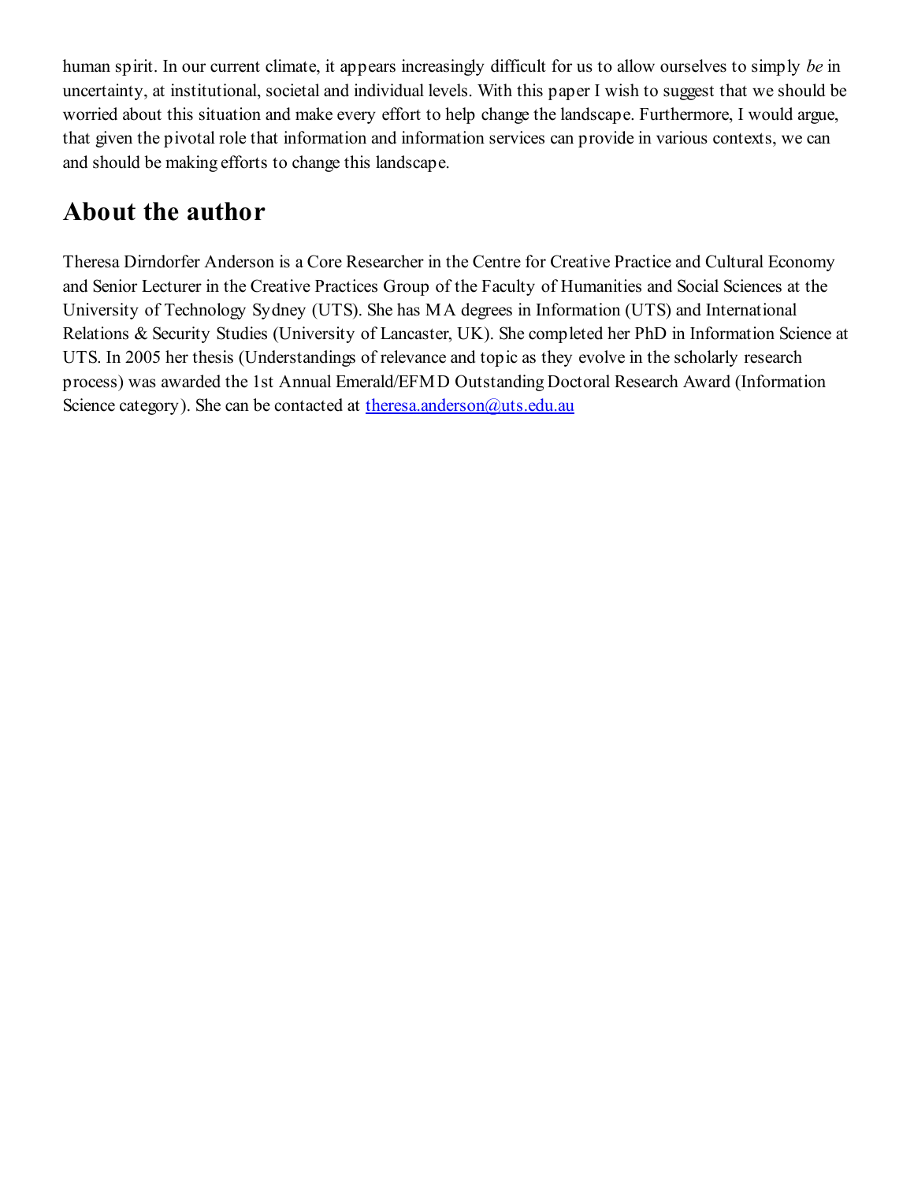human spirit. In our current climate, it appears increasingly difficult for us to allow ourselves to simply *be* in uncertainty, at institutional, societal and individual levels. With this paper I wish to suggest that we should be worried about this situation and make every effort to help change the landscape. Furthermore, I would argue, that given the pivotal role that information and information services can provide in various contexts, we can and should be making efforts to change this landscape.

## About the author

Theresa Dirndorfer Anderson is a Core Researcher in the Centre for Creative Practice and Cultural Economy and Senior Lecturer in the Creative Practices Group of the Faculty of Humanities and Social Sciences at the University of Technology Sydney (UTS). She has MA degrees in Information (UTS) and International Relations & Security Studies (University of Lancaster, UK). She completed her PhD in Information Science at UTS. In 2005 her thesis (Understandings of relevance and topic as they evolve in the scholarly research process) was awarded the 1st Annual Emerald/EFMD Outstanding Doctoral Research Award (Information Science category). She can be contacted at theresa.anderson@uts.edu.au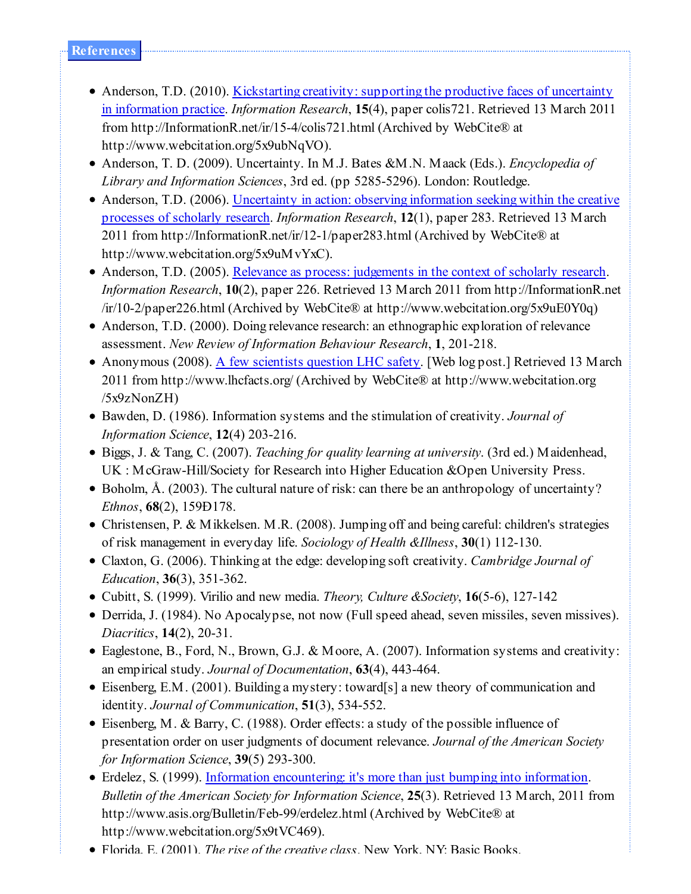## References

- Anderson, T.D. (2010). Kickstarting creativity: supporting the productive faces of uncertainty in information practice. *Information Research*, **15**(4), paper colis721. Retrieved 13 March 2011 from http://InformationR.net/ir/15-4/colis721.html (Archived by WebCite® at http://www.webcitation.org/5x9ubNqVO).
- Anderson, T. D. (2009). Uncertainty. In M.J. Bates &M.N. Maack (Eds.). *Encyclopedia of Library and Information Sciences*, 3rd ed. (pp 5285-5296). London: Routledge.
- Anderson, T.D. (2006). Uncertainty in action: observing information seeking within the creative processes of scholarly research. *Information Research*, **12**(1), paper 283. Retrieved 13 March 2011 from http://InformationR.net/ir/12-1/paper283.html (Archived by WebCite® at http://www.webcitation.org/5x9uMvYxC).
- Anderson, T.D. (2005). Relevance as process: judgements in the context of scholarly research. *Information Research*, **10**(2), paper 226. Retrieved 13 March 2011 from http://InformationR.net/ir/10-2/paper226.html (Archived by WebCite® at http://www.webcitation.org/5x9uE0Y0q)
- Anderson, T.D. (2000). Doing relevance research: an ethnographic exploration of relevance assessment. *New Review of Information Behaviour Research*, **1**, 201-218.
- Anonymous (2008). A few scientists question LHC safety. [Web log post.] Retrieved 13 March 2011 from http://www.lhcfacts.org/ (Archived by WebCite® at http://www.webcitation.org/5x9zNonZH)
- Bawden, D. (1986). Information systems and the stimulation of creativity. *Journal of Information Science*, **12**(4) 203-216.
- Biggs, J. & Tang, C. (2007). *Teaching for quality learning at university*. (3rd ed.) Maidenhead, UK : McGraw-Hill/Society for Research into Higher Education &Open University Press.
- Boholm, Å. (2003). The cultural nature of risk: can there be an anthropology of uncertainty? *Ethnos*, **68**(2), 159Ð178.
- Christensen, P. & Mikkelsen. M.R. (2008). Jumping off and being careful: children's strategies of risk management in everyday life. *Sociology of Health &Illness*, **30**(1) 112-130.
- Claxton, G. (2006). Thinking at the edge: developing soft creativity. *Cambridge Journal of Education*, **36**(3), 351-362.
- Cubitt, S. (1999). Virilio and new media. *Theory, Culture &Society*, **16**(5-6), 127-142
- Derrida, J. (1984). No Apocalypse, not now (Full speed ahead, seven missiles, seven missives). *Diacritics*, **14**(2), 20-31.
- Eaglestone, B., Ford, N., Brown, G.J. & Moore, A. (2007). Information systems and creativity: an empirical study. *Journal of Documentation*, **63**(4), 443-464.
- Eisenberg, E.M. (2001). Building a mystery: toward[s] a new theory of communication and identity. *Journal of Communication*, **51**(3), 534-552.
- Eisenberg, M. & Barry, C. (1988). Order effects: a study of the possible influence of presentation order on user judgments of document relevance. *Journal of the American Society for Information Science*, **39**(5) 293-300.
- Erdelez, S. (1999). Information encountering: it's more than just bumping into information. *Bulletin of the American Society for Information Science*, **25**(3). Retrieved 13 March, 2011 from http://www.asis.org/Bulletin/Feb-99/erdelez.html (Archived by WebCite® at http://www.webcitation.org/5x9tVC469).
- Florida, F. (2001). *The rise of the creative class*. New York, NY: Basic Books.